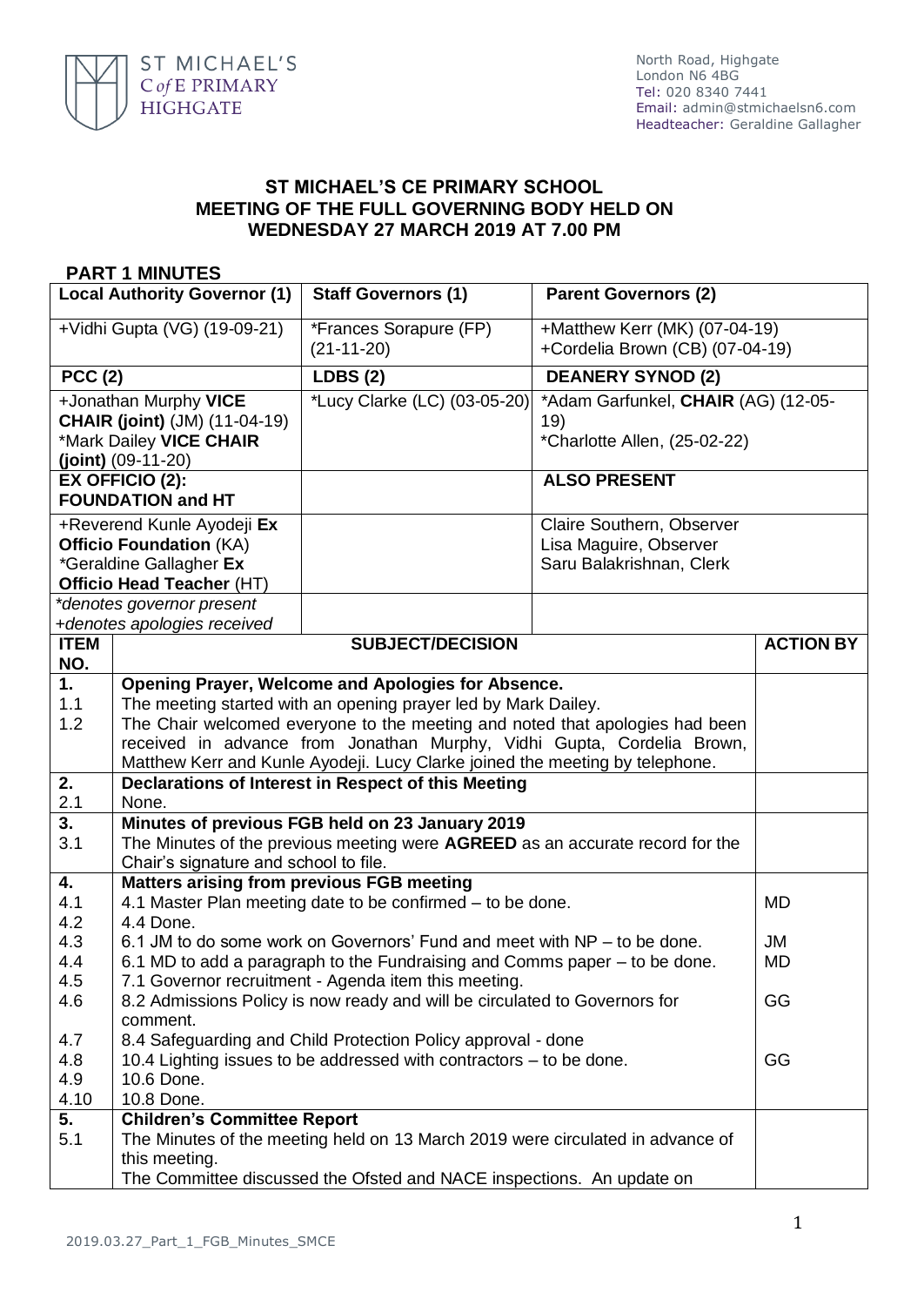ST MICHAEL'S C of E PRIMARY HIGHGATE

North Road, Highgate
London N6 4BG
Tel: 020 8340 7441
Email: admin@stmichaelsn6.com
Headteacher: Geraldine Gallagher

# ST MICHAEL'S CE PRIMARY SCHOOL MEETING OF THE FULL GOVERNING BODY HELD ON WEDNESDAY 27 MARCH 2019 AT 7.00 PM

## PART 1 MINUTES

| **Local Authority Governor (1)** | **Staff Governors (1)** | **Parent Governors (2)** |
|---|---|---|
| +Vidhi Gupta (VG) (19-09-21) | *Frances Sorapure (FP) (21-11-20) | +Matthew Kerr (MK) (07-04-19) +Cordelia Brown (CB) (07-04-19) |
| **PCC (2)** | **LDBS (2)** | **DEANERY SYNOD (2)** |
| +Jonathan Murphy **VICE CHAIR (joint)** (JM) (11-04-19) *Mark Dailey **VICE CHAIR (joint)** (09-11-20) | *Lucy Clarke (LC) (03-05-20) | *Adam Garfunkel, **CHAIR** (AG) (12-05-19) *Charlotte Allen, (25-02-22) |
| **EX OFFICIO (2): FOUNDATION and HT** | | **ALSO PRESENT** |
| +Reverend Kunle Ayodeji **Ex Officio Foundation** (KA) *Geraldine Gallagher **Ex Officio Head Teacher** (HT) | | Claire Southern, Observer Lisa Maguire, Observer Saru Balakrishnan, Clerk |
| *\*denotes governor present* *+denotes apologies received* | | |

| ITEM NO. | SUBJECT/DECISION | ACTION BY |
|---|---|---|
| **1.** | **Opening Prayer, Welcome and Apologies for Absence.** | |
| 1.1 | The meeting started with an opening prayer led by Mark Dailey. | |
| 1.2 | The Chair welcomed everyone to the meeting and noted that apologies had been received in advance from Jonathan Murphy, Vidhi Gupta, Cordelia Brown, Matthew Kerr and Kunle Ayodeji. Lucy Clarke joined the meeting by telephone. | |
| **2.** | **Declarations of Interest in Respect of this Meeting** | |
| 2.1 | None. | |
| **3.** | **Minutes of previous FGB held on 23 January 2019** | |
| 3.1 | The Minutes of the previous meeting were **AGREED** as an accurate record for the Chair's signature and school to file. | |
| **4.** | **Matters arising from previous FGB meeting** | |
| 4.1 | 4.1 Master Plan meeting date to be confirmed – to be done. | MD |
| 4.2 | 4.4 Done. | |
| 4.3 | 6.1 JM to do some work on Governors' Fund and meet with NP – to be done. | JM |
| 4.4 | 6.1 MD to add a paragraph to the Fundraising and Comms paper – to be done. | MD |
| 4.5 | 7.1 Governor recruitment - Agenda item this meeting. | |
| 4.6 | 8.2 Admissions Policy is now ready and will be circulated to Governors for comment. | GG |
| 4.7 | 8.4 Safeguarding and Child Protection Policy approval - done | |
| 4.8 | 10.4 Lighting issues to be addressed with contractors – to be done. | GG |
| 4.9 | 10.6 Done. | |
| 4.10 | 10.8 Done. | |
| **5.** | **Children's Committee Report** | |
| 5.1 | The Minutes of the meeting held on 13 March 2019 were circulated in advance of this meeting. The Committee discussed the Ofsted and NACE inspections. An update on | |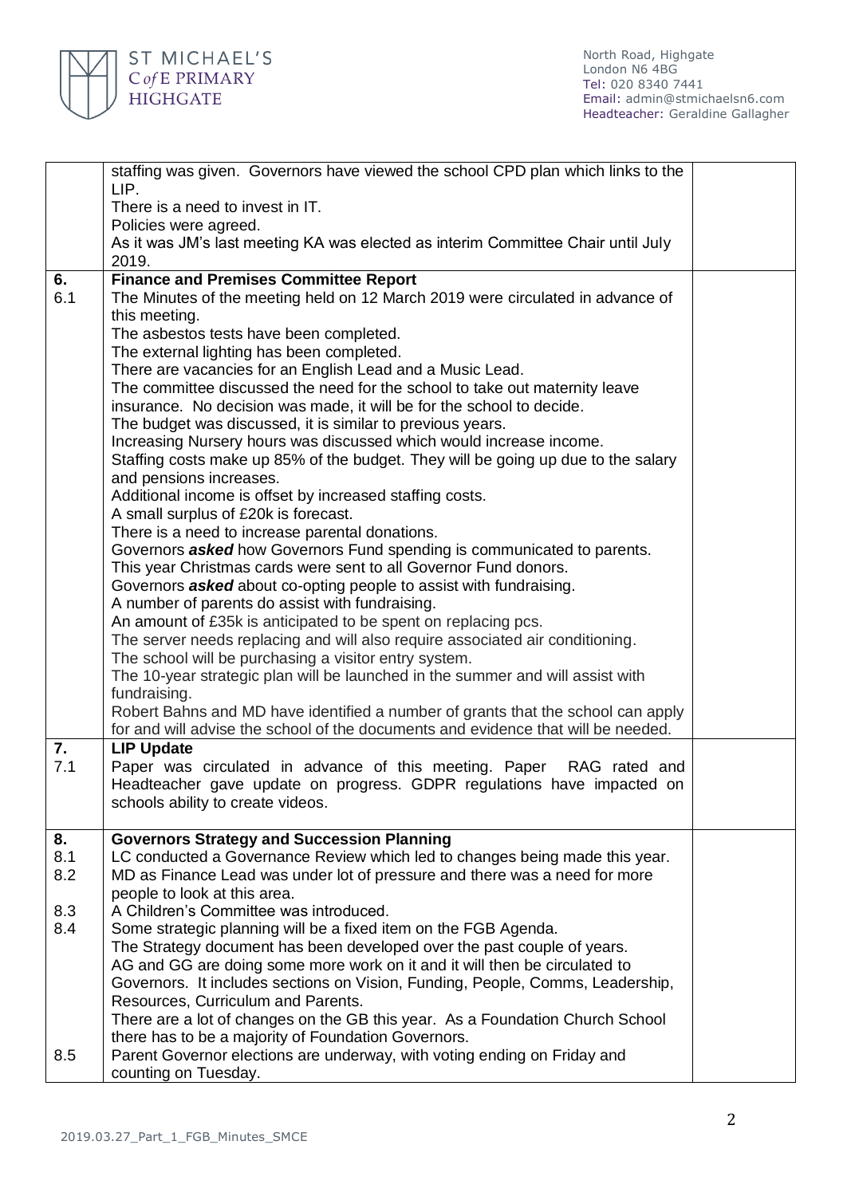| | | |
|---|---|---|
| | staffing was given. Governors have viewed the school CPD plan which links to the LIP.<br>There is a need to invest in IT.<br>Policies were agreed.<br>As it was JM's last meeting KA was elected as interim Committee Chair until July 2019. | |
| **6.**<br>6.1 | **Finance and Premises Committee Report**<br>The Minutes of the meeting held on 12 March 2019 were circulated in advance of this meeting.<br>The asbestos tests have been completed.<br>The external lighting has been completed.<br>There are vacancies for an English Lead and a Music Lead.<br>The committee discussed the need for the school to take out maternity leave insurance. No decision was made, it will be for the school to decide.<br>The budget was discussed, it is similar to previous years.<br>Increasing Nursery hours was discussed which would increase income.<br>Staffing costs make up 85% of the budget. They will be going up due to the salary and pensions increases.<br>Additional income is offset by increased staffing costs.<br>A small surplus of £20k is forecast.<br>There is a need to increase parental donations.<br>Governors ***asked*** how Governors Fund spending is communicated to parents.<br>This year Christmas cards were sent to all Governor Fund donors.<br>Governors ***asked*** about co-opting people to assist with fundraising.<br>A number of parents do assist with fundraising.<br>An amount of £35k is anticipated to be spent on replacing pcs.<br>The server needs replacing and will also require associated air conditioning.<br>The school will be purchasing a visitor entry system.<br>The 10-year strategic plan will be launched in the summer and will assist with fundraising.<br>Robert Bahns and MD have identified a number of grants that the school can apply for and will advise the school of the documents and evidence that will be needed. | |
| **7.**<br>7.1 | **LIP Update**<br>Paper was circulated in advance of this meeting. Paper RAG rated and Headteacher gave update on progress. GDPR regulations have impacted on schools ability to create videos. | |
| **8.**<br>8.1<br>8.2<br><br>8.3<br>8.4<br><br><br><br><br><br><br><br>8.5 | **Governors Strategy and Succession Planning**<br>LC conducted a Governance Review which led to changes being made this year.<br>MD as Finance Lead was under lot of pressure and there was a need for more people to look at this area.<br>A Children's Committee was introduced.<br>Some strategic planning will be a fixed item on the FGB Agenda.<br>The Strategy document has been developed over the past couple of years.<br>AG and GG are doing some more work on it and it will then be circulated to Governors. It includes sections on Vision, Funding, People, Comms, Leadership, Resources, Curriculum and Parents.<br>There are a lot of changes on the GB this year. As a Foundation Church School there has to be a majority of Foundation Governors.<br>Parent Governor elections are underway, with voting ending on Friday and counting on Tuesday. | |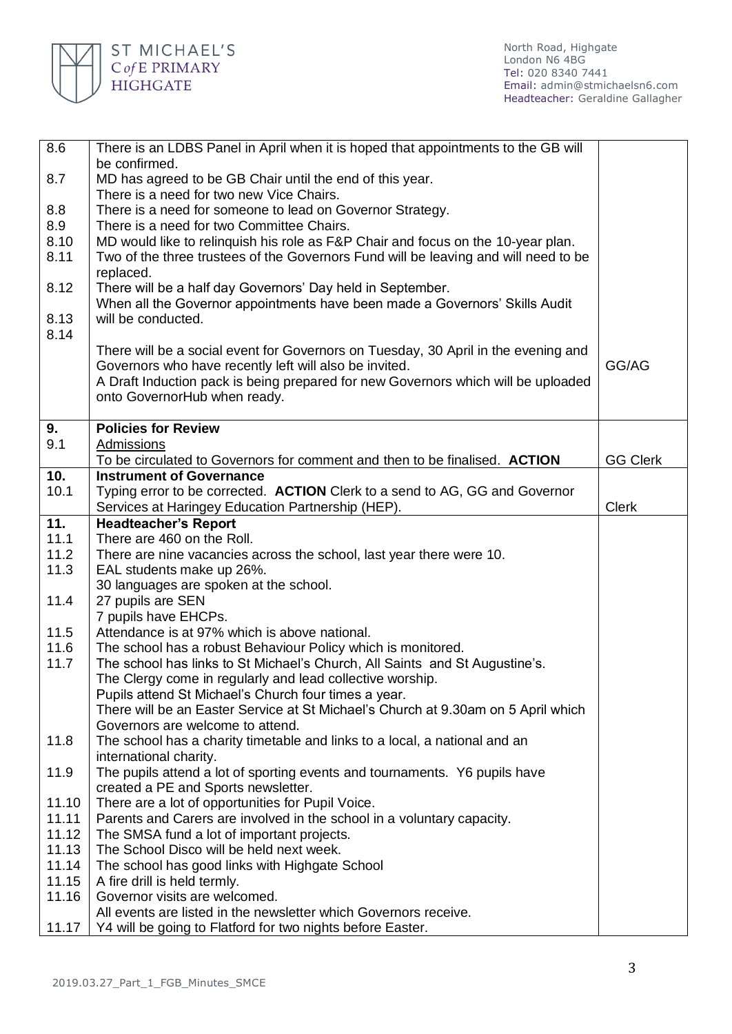| | | |
|---|---|---|
| 8.6 | There is an LDBS Panel in April when it is hoped that appointments to the GB will be confirmed. | |
| 8.7 | MD has agreed to be GB Chair until the end of this year. There is a need for two new Vice Chairs. | |
| 8.8 | There is a need for someone to lead on Governor Strategy. | |
| 8.9 | There is a need for two Committee Chairs. | |
| 8.10 | MD would like to relinquish his role as F&P Chair and focus on the 10-year plan. | |
| 8.11 | Two of the three trustees of the Governors Fund will be leaving and will need to be replaced. | |
| 8.12 | There will be a half day Governors' Day held in September. | |
| 8.13 | When all the Governor appointments have been made a Governors' Skills Audit will be conducted. | |
| 8.14 | There will be a social event for Governors on Tuesday, 30 April in the evening and Governors who have recently left will also be invited. A Draft Induction pack is being prepared for new Governors which will be uploaded onto GovernorHub when ready. | GG/AG |
| **9.** | **Policies for Review** | |
| 9.1 | Admissions<br>To be circulated to Governors for comment and then to be finalised. **ACTION** | GG Clerk |
| **10.** | **Instrument of Governance** | |
| 10.1 | Typing error to be corrected. **ACTION** Clerk to a send to AG, GG and Governor Services at Haringey Education Partnership (HEP). | Clerk |
| **11.** | **Headteacher's Report** | |
| 11.1 | There are 460 on the Roll. | |
| 11.2 | There are nine vacancies across the school, last year there were 10. | |
| 11.3 | EAL students make up 26%. 30 languages are spoken at the school. | |
| 11.4 | 27 pupils are SEN<br>7 pupils have EHCPs. | |
| 11.5 | Attendance is at 97% which is above national. | |
| 11.6 | The school has a robust Behaviour Policy which is monitored. | |
| 11.7 | The school has links to St Michael's Church, All Saints and St Augustine's. The Clergy come in regularly and lead collective worship. Pupils attend St Michael's Church four times a year. There will be an Easter Service at St Michael's Church at 9.30am on 5 April which Governors are welcome to attend. | |
| 11.8 | The school has a charity timetable and links to a local, a national and an international charity. | |
| 11.9 | The pupils attend a lot of sporting events and tournaments. Y6 pupils have created a PE and Sports newsletter. | |
| 11.10 | There are a lot of opportunities for Pupil Voice. | |
| 11.11 | Parents and Carers are involved in the school in a voluntary capacity. | |
| 11.12 | The SMSA fund a lot of important projects. | |
| 11.13 | The School Disco will be held next week. | |
| 11.14 | The school has good links with Highgate School | |
| 11.15 | A fire drill is held termly. | |
| 11.16 | Governor visits are welcomed. All events are listed in the newsletter which Governors receive. | |
| 11.17 | Y4 will be going to Flatford for two nights before Easter. | |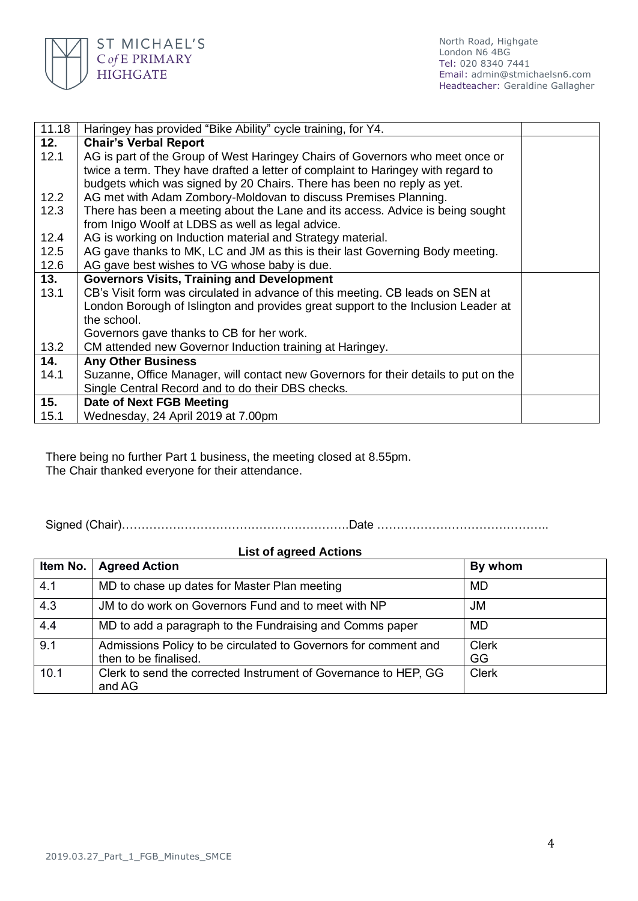| | | |
|---|---|---|
| 11.18 | Haringey has provided "Bike Ability" cycle training, for Y4. | |
| **12.** | **Chair's Verbal Report** | |
| 12.1 | AG is part of the Group of West Haringey Chairs of Governors who meet once or twice a term. They have drafted a letter of complaint to Haringey with regard to budgets which was signed by 20 Chairs. There has been no reply as yet. | |
| 12.2 | AG met with Adam Zombory-Moldovan to discuss Premises Planning. | |
| 12.3 | There has been a meeting about the Lane and its access. Advice is being sought from Inigo Woolf at LDBS as well as legal advice. | |
| 12.4 | AG is working on Induction material and Strategy material. | |
| 12.5 | AG gave thanks to MK, LC and JM as this is their last Governing Body meeting. | |
| 12.6 | AG gave best wishes to VG whose baby is due. | |
| **13.** | **Governors Visits, Training and Development** | |
| 13.1 | CB's Visit form was circulated in advance of this meeting. CB leads on SEN at London Borough of Islington and provides great support to the Inclusion Leader at the school. Governors gave thanks to CB for her work. | |
| 13.2 | CM attended new Governor Induction training at Haringey. | |
| **14.** | **Any Other Business** | |
| 14.1 | Suzanne, Office Manager, will contact new Governors for their details to put on the Single Central Record and to do their DBS checks. | |
| **15.** | **Date of Next FGB Meeting** | |
| 15.1 | Wednesday, 24 April 2019 at 7.00pm | |

There being no further Part 1 business, the meeting closed at 8.55pm.
The Chair thanked everyone for their attendance.

Signed (Chair)………………………………………………….Date ……………………………………..

**List of agreed Actions**

| Item No. | Agreed Action | By whom |
|---|---|---|
| 4.1 | MD to chase up dates for Master Plan meeting | MD |
| 4.3 | JM to do work on Governors Fund and to meet with NP | JM |
| 4.4 | MD to add a paragraph to the Fundraising and Comms paper | MD |
| 9.1 | Admissions Policy to be circulated to Governors for comment and then to be finalised. | Clerk GG |
| 10.1 | Clerk to send the corrected Instrument of Governance to HEP, GG and AG | Clerk |